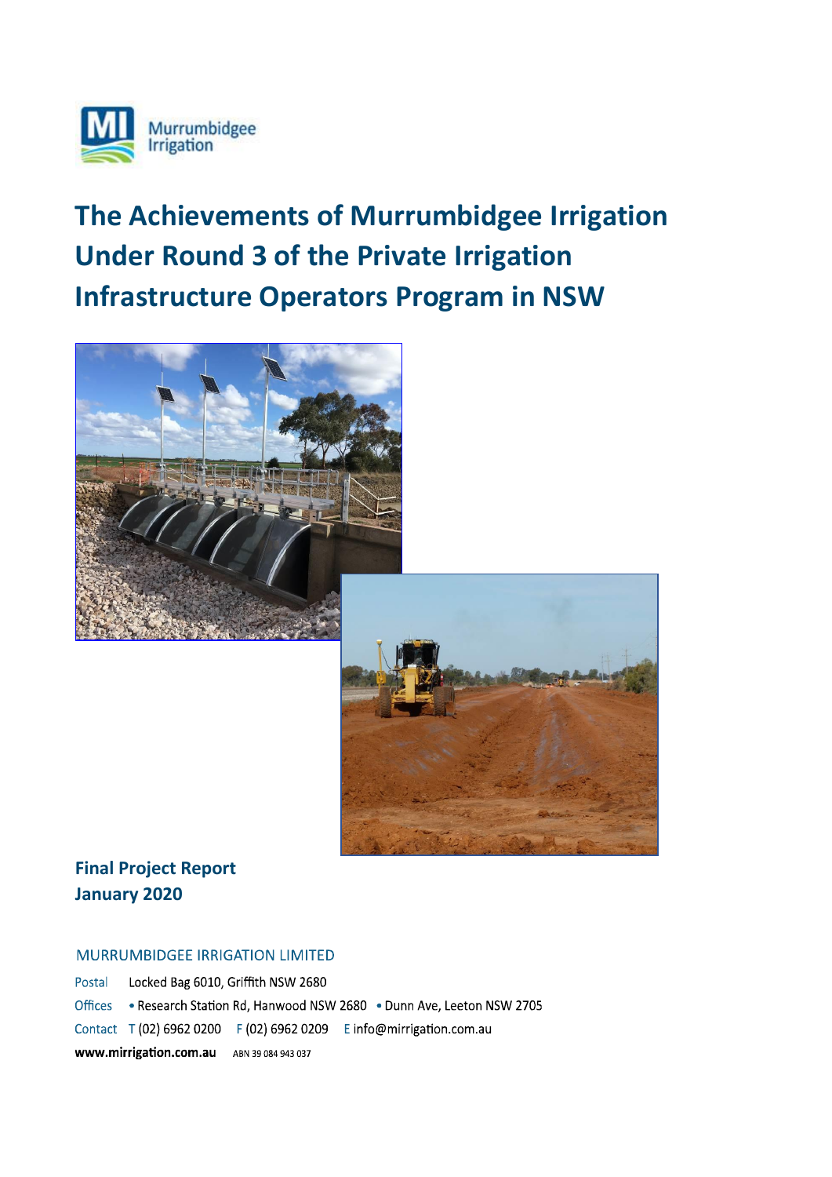Murrumbidgee Irrigation

# The Achievements of Murrumbidgee Irrigation Under Round 3 of the Private Irrigation Infrastructure Operators Program in NSW

**Final Project Report**
**January 2020**

MURRUMBIDGEE IRRIGATION LIMITED

Postal Locked Bag 6010, Griffith NSW 2680

Offices • Research Station Rd, Hanwood NSW 2680 • Dunn Ave, Leeton NSW 2705

Contact T (02) 6962 0200 F (02) 6962 0209 E info@mirrigation.com.au

**www.mirrigation.com.au** ABN 39 084 943 037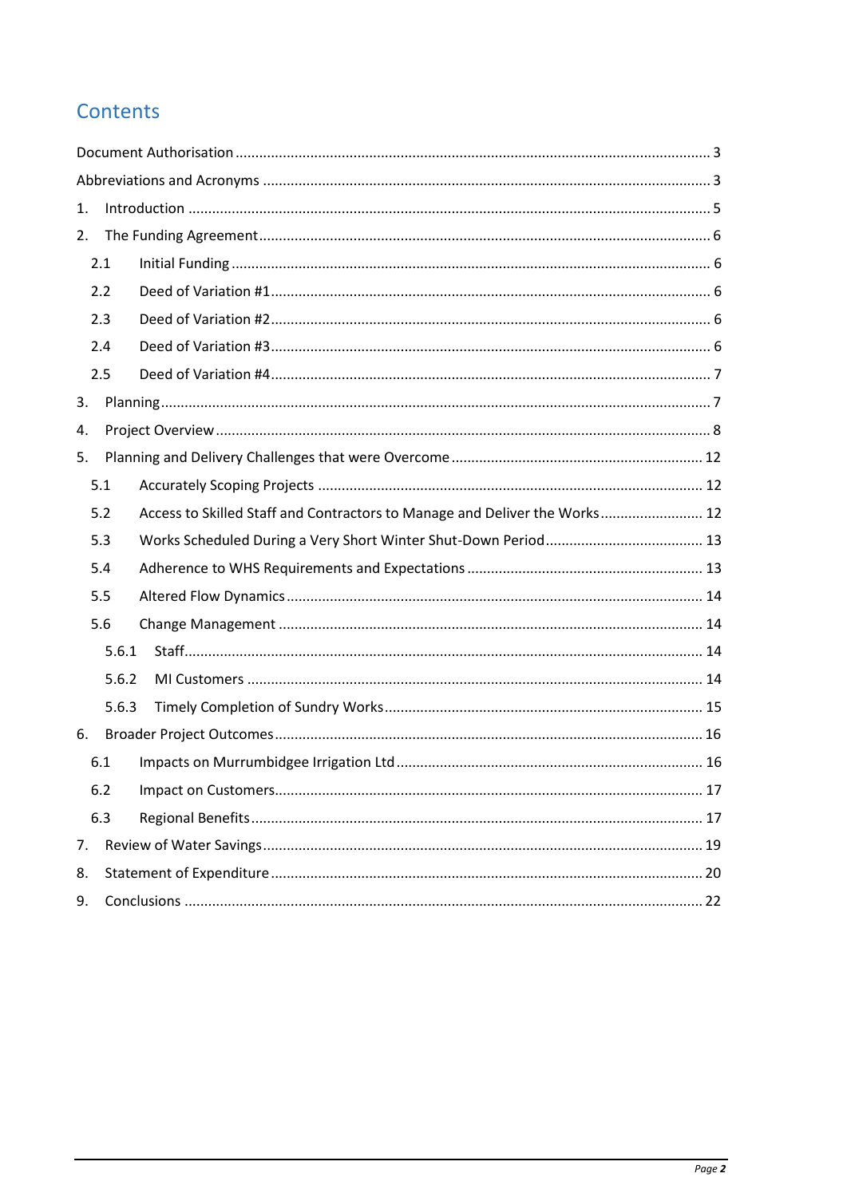# Contents

Document Authorisation ........................................................................................................ 3

Abbreviations and Acronyms ................................................................................................ 3

1. Introduction ...................................................................................................................... 5

2. The Funding Agreement.................................................................................................... 6

   2.1 Initial Funding ............................................................................................................ 6

   2.2 Deed of Variation #1................................................................................................... 6

   2.3 Deed of Variation #2................................................................................................... 6

   2.4 Deed of Variation #3................................................................................................... 6

   2.5 Deed of Variation #4................................................................................................... 7

3. Planning............................................................................................................................. 7

4. Project Overview ............................................................................................................... 8

5. Planning and Delivery Challenges that were Overcome ............................................... 12

   5.1 Accurately Scoping Projects ..................................................................................... 12

   5.2 Access to Skilled Staff and Contractors to Manage and Deliver the Works .......................... 12

   5.3 Works Scheduled During a Very Short Winter Shut-Down Period ........................................ 13

   5.4 Adherence to WHS Requirements and Expectations ........................................................... 13

   5.5 Altered Flow Dynamics ............................................................................................. 14

   5.6 Change Management ................................................................................................ 14

      5.6.1 Staff ...................................................................................................................... 14

      5.6.2 MI Customers ....................................................................................................... 14

      5.6.3 Timely Completion of Sundry Works ................................................................... 15

6. Broader Project Outcomes .............................................................................................. 16

   6.1 Impacts on Murrumbidgee Irrigation Ltd ................................................................. 16

   6.2 Impact on Customers................................................................................................. 17

   6.3 Regional Benefits ...................................................................................................... 17

7. Review of Water Savings .................................................................................................. 19

8. Statement of Expenditure ............................................................................................... 20

9. Conclusions ..................................................................................................................... 22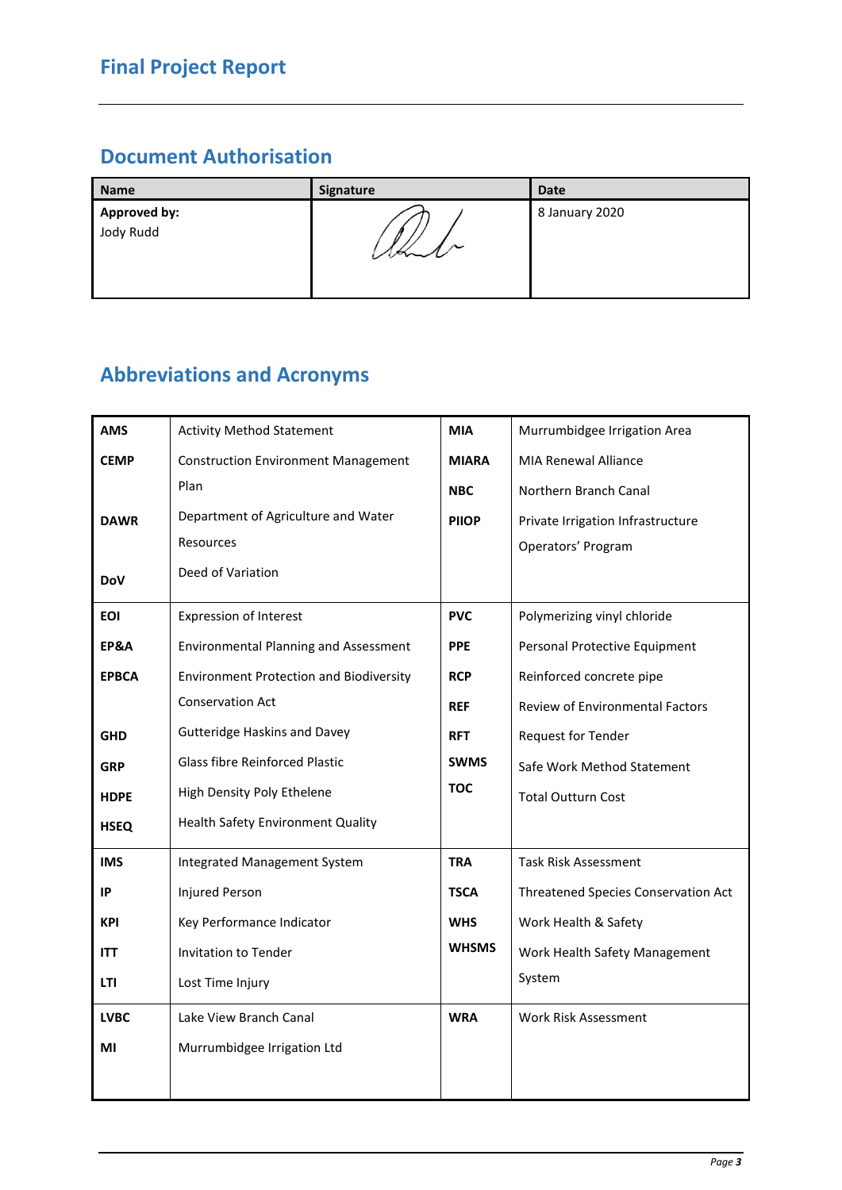# Final Project Report

## Document Authorisation

| Name | Signature | Date |
|---|---|---|
| **Approved by:** Jody Rudd | | 8 January 2020 |

## Abbreviations and Acronyms

| | | | |
|---|---|---|---|
| **AMS** | Activity Method Statement | **MIA** | Murrumbidgee Irrigation Area |
| **CEMP** | Construction Environment Management Plan | **MIARA** | MIA Renewal Alliance |
| **DAWR** | Department of Agriculture and Water Resources | **NBC** | Northern Branch Canal |
| **DoV** | Deed of Variation | **PIIOP** | Private Irrigation Infrastructure Operators' Program |
| **EOI** | Expression of Interest | **PVC** | Polymerizing vinyl chloride |
| **EP&A** | Environmental Planning and Assessment | **PPE** | Personal Protective Equipment |
| **EPBCA** | Environment Protection and Biodiversity Conservation Act | **RCP** | Reinforced concrete pipe |
| **GHD** | Gutteridge Haskins and Davey | **REF** | Review of Environmental Factors |
| **GRP** | Glass fibre Reinforced Plastic | **RFT** | Request for Tender |
| **HDPE** | High Density Poly Ethelene | **SWMS** | Safe Work Method Statement |
| **HSEQ** | Health Safety Environment Quality | **TOC** | Total Outturn Cost |
| **IMS** | Integrated Management System | **TRA** | Task Risk Assessment |
| **IP** | Injured Person | **TSCA** | Threatened Species Conservation Act |
| **KPI** | Key Performance Indicator | **WHS** | Work Health & Safety |
| **ITT** | Invitation to Tender | **WHSMS** | Work Health Safety Management System |
| **LTI** | Lost Time Injury | | |
| **LVBC** | Lake View Branch Canal | **WRA** | Work Risk Assessment |
| **MI** | Murrumbidgee Irrigation Ltd | | |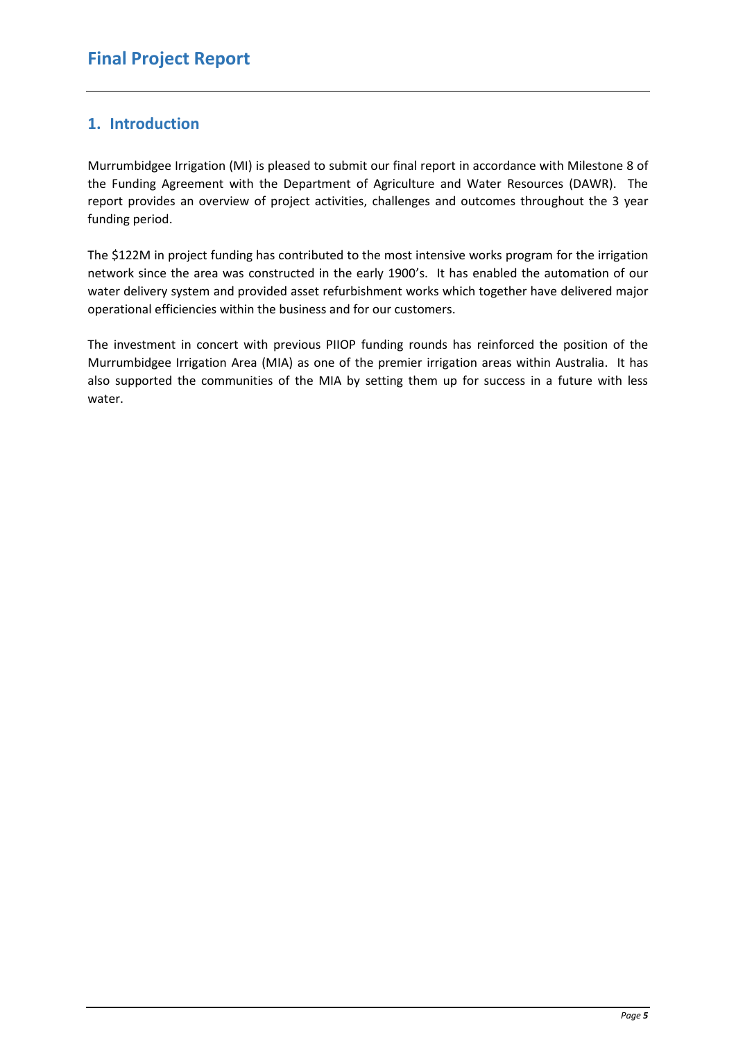# Final Project Report

## 1. Introduction

Murrumbidgee Irrigation (MI) is pleased to submit our final report in accordance with Milestone 8 of the Funding Agreement with the Department of Agriculture and Water Resources (DAWR). The report provides an overview of project activities, challenges and outcomes throughout the 3 year funding period.

The $122M in project funding has contributed to the most intensive works program for the irrigation network since the area was constructed in the early 1900's. It has enabled the automation of our water delivery system and provided asset refurbishment works which together have delivered major operational efficiencies within the business and for our customers.

The investment in concert with previous PIIOP funding rounds has reinforced the position of the Murrumbidgee Irrigation Area (MIA) as one of the premier irrigation areas within Australia. It has also supported the communities of the MIA by setting them up for success in a future with less water.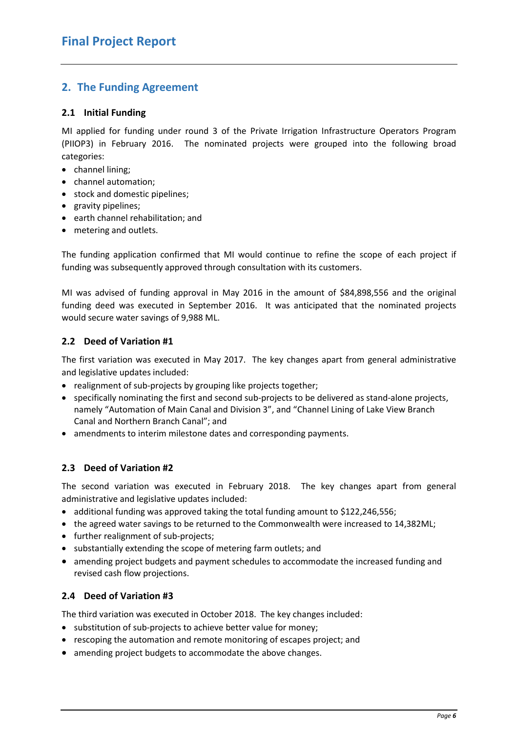## 2. The Funding Agreement

### 2.1 Initial Funding

MI applied for funding under round 3 of the Private Irrigation Infrastructure Operators Program (PIIOP3) in February 2016. The nominated projects were grouped into the following broad categories:

- channel lining;
- channel automation;
- stock and domestic pipelines;
- gravity pipelines;
- earth channel rehabilitation; and
- metering and outlets.

The funding application confirmed that MI would continue to refine the scope of each project if funding was subsequently approved through consultation with its customers.

MI was advised of funding approval in May 2016 in the amount of $84,898,556 and the original funding deed was executed in September 2016. It was anticipated that the nominated projects would secure water savings of 9,988 ML.

### 2.2 Deed of Variation #1

The first variation was executed in May 2017. The key changes apart from general administrative and legislative updates included:

- realignment of sub-projects by grouping like projects together;
- specifically nominating the first and second sub-projects to be delivered as stand-alone projects, namely "Automation of Main Canal and Division 3", and "Channel Lining of Lake View Branch Canal and Northern Branch Canal"; and
- amendments to interim milestone dates and corresponding payments.

### 2.3 Deed of Variation #2

The second variation was executed in February 2018. The key changes apart from general administrative and legislative updates included:

- additional funding was approved taking the total funding amount to $122,246,556;
- the agreed water savings to be returned to the Commonwealth were increased to 14,382ML;
- further realignment of sub-projects;
- substantially extending the scope of metering farm outlets; and
- amending project budgets and payment schedules to accommodate the increased funding and revised cash flow projections.

### 2.4 Deed of Variation #3

The third variation was executed in October 2018. The key changes included:

- substitution of sub-projects to achieve better value for money;
- rescoping the automation and remote monitoring of escapes project; and
- amending project budgets to accommodate the above changes.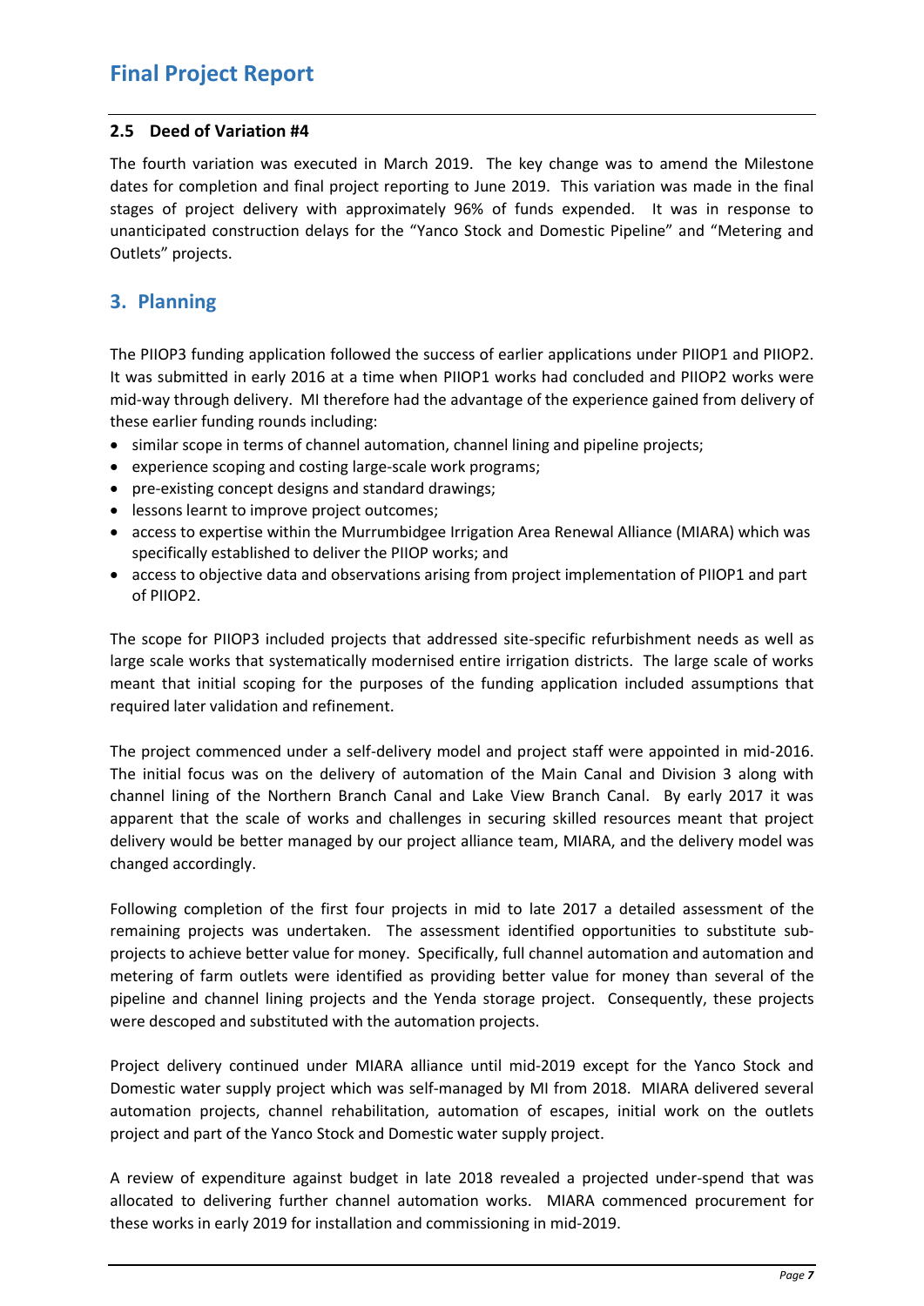### 2.5 Deed of Variation #4

The fourth variation was executed in March 2019. The key change was to amend the Milestone dates for completion and final project reporting to June 2019. This variation was made in the final stages of project delivery with approximately 96% of funds expended. It was in response to unanticipated construction delays for the "Yanco Stock and Domestic Pipeline" and "Metering and Outlets" projects.

## 3. Planning

The PIIOP3 funding application followed the success of earlier applications under PIIOP1 and PIIOP2. It was submitted in early 2016 at a time when PIIOP1 works had concluded and PIIOP2 works were mid-way through delivery. MI therefore had the advantage of the experience gained from delivery of these earlier funding rounds including:

- similar scope in terms of channel automation, channel lining and pipeline projects;
- experience scoping and costing large-scale work programs;
- pre-existing concept designs and standard drawings;
- lessons learnt to improve project outcomes;
- access to expertise within the Murrumbidgee Irrigation Area Renewal Alliance (MIARA) which was specifically established to deliver the PIIOP works; and
- access to objective data and observations arising from project implementation of PIIOP1 and part of PIIOP2.

The scope for PIIOP3 included projects that addressed site-specific refurbishment needs as well as large scale works that systematically modernised entire irrigation districts. The large scale of works meant that initial scoping for the purposes of the funding application included assumptions that required later validation and refinement.

The project commenced under a self-delivery model and project staff were appointed in mid-2016. The initial focus was on the delivery of automation of the Main Canal and Division 3 along with channel lining of the Northern Branch Canal and Lake View Branch Canal. By early 2017 it was apparent that the scale of works and challenges in securing skilled resources meant that project delivery would be better managed by our project alliance team, MIARA, and the delivery model was changed accordingly.

Following completion of the first four projects in mid to late 2017 a detailed assessment of the remaining projects was undertaken. The assessment identified opportunities to substitute sub-projects to achieve better value for money. Specifically, full channel automation and automation and metering of farm outlets were identified as providing better value for money than several of the pipeline and channel lining projects and the Yenda storage project. Consequently, these projects were descoped and substituted with the automation projects.

Project delivery continued under MIARA alliance until mid-2019 except for the Yanco Stock and Domestic water supply project which was self-managed by MI from 2018. MIARA delivered several automation projects, channel rehabilitation, automation of escapes, initial work on the outlets project and part of the Yanco Stock and Domestic water supply project.

A review of expenditure against budget in late 2018 revealed a projected under-spend that was allocated to delivering further channel automation works. MIARA commenced procurement for these works in early 2019 for installation and commissioning in mid-2019.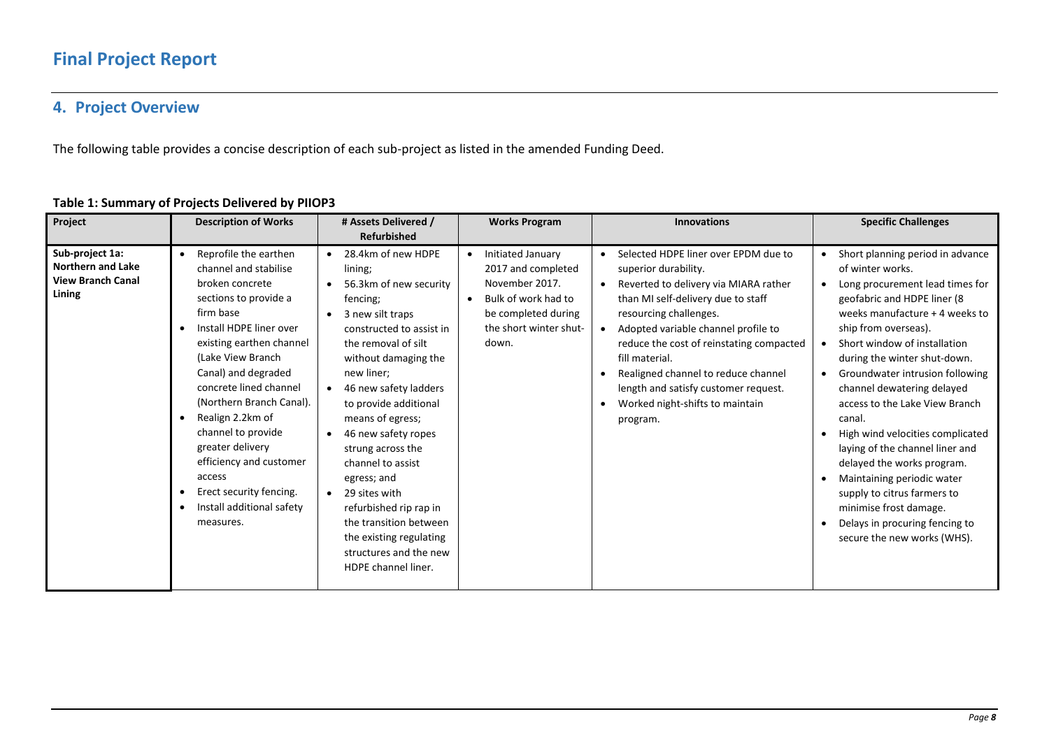# Final Project Report

## 4. Project Overview

The following table provides a concise description of each sub-project as listed in the amended Funding Deed.

**Table 1: Summary of Projects Delivered by PIIOP3**

| Project | Description of Works | # Assets Delivered / Refurbished | Works Program | Innovations | Specific Challenges |
|---|---|---|---|---|---|
| **Sub-project 1a: Northern and Lake View Branch Canal Lining** | • Reprofile the earthen channel and stabilise broken concrete sections to provide a firm base<br>• Install HDPE liner over existing earthen channel (Lake View Branch Canal) and degraded concrete lined channel (Northern Branch Canal).<br>• Realign 2.2km of channel to provide greater delivery efficiency and customer access<br>• Erect security fencing.<br>• Install additional safety measures. | • 28.4km of new HDPE lining;<br>• 56.3km of new security fencing;<br>• 3 new silt traps constructed to assist in the removal of silt without damaging the new liner;<br>• 46 new safety ladders to provide additional means of egress;<br>• 46 new safety ropes strung across the channel to assist egress; and<br>• 29 sites with refurbished rip rap in the transition between the existing regulating structures and the new HDPE channel liner. | • Initiated January 2017 and completed November 2017.<br>• Bulk of work had to be completed during the short winter shut-down. | • Selected HDPE liner over EPDM due to superior durability.<br>• Reverted to delivery via MIARA rather than MI self-delivery due to staff resourcing challenges.<br>• Adopted variable channel profile to reduce the cost of reinstating compacted fill material.<br>• Realigned channel to reduce channel length and satisfy customer request.<br>• Worked night-shifts to maintain program. | • Short planning period in advance of winter works.<br>• Long procurement lead times for geofabric and HDPE liner (8 weeks manufacture + 4 weeks to ship from overseas).<br>• Short window of installation during the winter shut-down.<br>• Groundwater intrusion following channel dewatering delayed access to the Lake View Branch canal.<br>• High wind velocities complicated laying of the channel liner and delayed the works program.<br>• Maintaining periodic water supply to citrus farmers to minimise frost damage.<br>• Delays in procuring fencing to secure the new works (WHS). |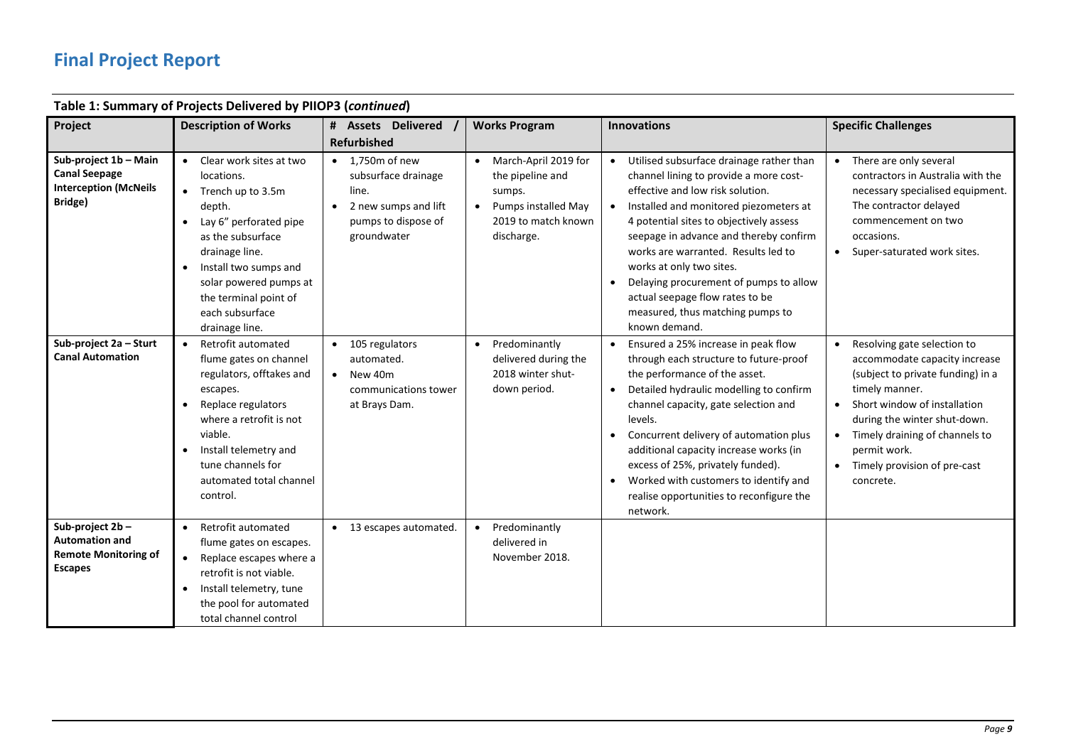# Final Project Report

**Table 1: Summary of Projects Delivered by PIIOP3 (*continued*)**

| Project | Description of Works | # Assets Delivered / Refurbished | Works Program | Innovations | Specific Challenges |
|---|---|---|---|---|---|
| **Sub-project 1b – Main Canal Seepage Interception (McNeils Bridge)** | • Clear work sites at two locations.<br>• Trench up to 3.5m depth.<br>• Lay 6" perforated pipe as the subsurface drainage line.<br>• Install two sumps and solar powered pumps at the terminal point of each subsurface drainage line. | • 1,750m of new subsurface drainage line.<br>• 2 new sumps and lift pumps to dispose of groundwater | • March-April 2019 for the pipeline and sumps.<br>• Pumps installed May 2019 to match known discharge. | • Utilised subsurface drainage rather than channel lining to provide a more cost-effective and low risk solution.<br>• Installed and monitored piezometers at 4 potential sites to objectively assess seepage in advance and thereby confirm works are warranted. Results led to works at only two sites.<br>• Delaying procurement of pumps to allow actual seepage flow rates to be measured, thus matching pumps to known demand. | • There are only several contractors in Australia with the necessary specialised equipment. The contractor delayed commencement on two occasions.<br>• Super-saturated work sites. |
| **Sub-project 2a – Sturt Canal Automation** | • Retrofit automated flume gates on channel regulators, offtakes and escapes.<br>• Replace regulators where a retrofit is not viable.<br>• Install telemetry and tune channels for automated total channel control. | • 105 regulators automated.<br>• New 40m communications tower at Brays Dam. | • Predominantly delivered during the 2018 winter shut-down period. | • Ensured a 25% increase in peak flow through each structure to future-proof the performance of the asset.<br>• Detailed hydraulic modelling to confirm channel capacity, gate selection and levels.<br>• Concurrent delivery of automation plus additional capacity increase works (in excess of 25%, privately funded).<br>• Worked with customers to identify and realise opportunities to reconfigure the network. | • Resolving gate selection to accommodate capacity increase (subject to private funding) in a timely manner.<br>• Short window of installation during the winter shut-down.<br>• Timely draining of channels to permit work.<br>• Timely provision of pre-cast concrete. |
| **Sub-project 2b – Automation and Remote Monitoring of Escapes** | • Retrofit automated flume gates on escapes.<br>• Replace escapes where a retrofit is not viable.<br>• Install telemetry, tune the pool for automated total channel control | • 13 escapes automated. | • Predominantly delivered in November 2018. | | |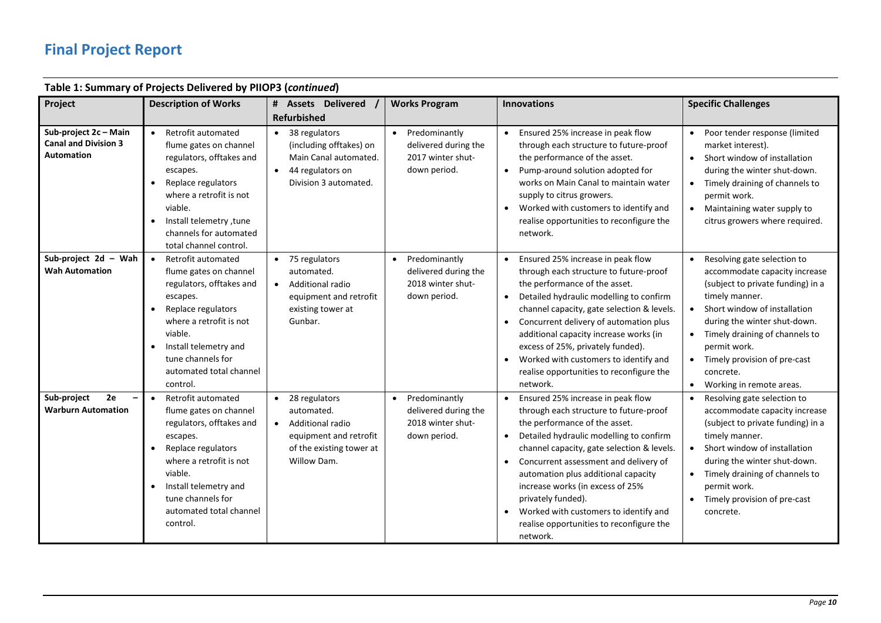# Final Project Report

**Table 1: Summary of Projects Delivered by PIIOP3 (*continued*)**

| Project | Description of Works | # Assets Delivered / Refurbished | Works Program | Innovations | Specific Challenges |
|---|---|---|---|---|---|
| **Sub-project 2c – Main Canal and Division 3 Automation** | • Retrofit automated flume gates on channel regulators, offtakes and escapes. <br> • Replace regulators where a retrofit is not viable. <br> • Install telemetry ,tune channels for automated total channel control. | • 38 regulators (including offtakes) on Main Canal automated. <br> • 44 regulators on Division 3 automated. | • Predominantly delivered during the 2017 winter shut-down period. | • Ensured 25% increase in peak flow through each structure to future-proof the performance of the asset. <br> • Pump-around solution adopted for works on Main Canal to maintain water supply to citrus growers. <br> • Worked with customers to identify and realise opportunities to reconfigure the network. | • Poor tender response (limited market interest). <br> • Short window of installation during the winter shut-down. <br> • Timely draining of channels to permit work. <br> • Maintaining water supply to citrus growers where required. |
| **Sub-project 2d – Wah Wah Automation** | • Retrofit automated flume gates on channel regulators, offtakes and escapes. <br> • Replace regulators where a retrofit is not viable. <br> • Install telemetry and tune channels for automated total channel control. | • 75 regulators automated. <br> • Additional radio equipment and retrofit existing tower at Gunbar. | • Predominantly delivered during the 2018 winter shut-down period. | • Ensured 25% increase in peak flow through each structure to future-proof the performance of the asset. <br> • Detailed hydraulic modelling to confirm channel capacity, gate selection & levels. <br> • Concurrent delivery of automation plus additional capacity increase works (in excess of 25%, privately funded). <br> • Worked with customers to identify and realise opportunities to reconfigure the network. | • Resolving gate selection to accommodate capacity increase (subject to private funding) in a timely manner. <br> • Short window of installation during the winter shut-down. <br> • Timely draining of channels to permit work. <br> • Timely provision of pre-cast concrete. <br> • Working in remote areas. |
| **Sub-project 2e – Warburn Automation** | • Retrofit automated flume gates on channel regulators, offtakes and escapes. <br> • Replace regulators where a retrofit is not viable. <br> • Install telemetry and tune channels for automated total channel control. | • 28 regulators automated. <br> • Additional radio equipment and retrofit of the existing tower at Willow Dam. | • Predominantly delivered during the 2018 winter shut-down period. | • Ensured 25% increase in peak flow through each structure to future-proof the performance of the asset. <br> • Detailed hydraulic modelling to confirm channel capacity, gate selection & levels. <br> • Concurrent assessment and delivery of automation plus additional capacity increase works (in excess of 25% privately funded). <br> • Worked with customers to identify and realise opportunities to reconfigure the network. | • Resolving gate selection to accommodate capacity increase (subject to private funding) in a timely manner. <br> • Short window of installation during the winter shut-down. <br> • Timely draining of channels to permit work. <br> • Timely provision of pre-cast concrete. |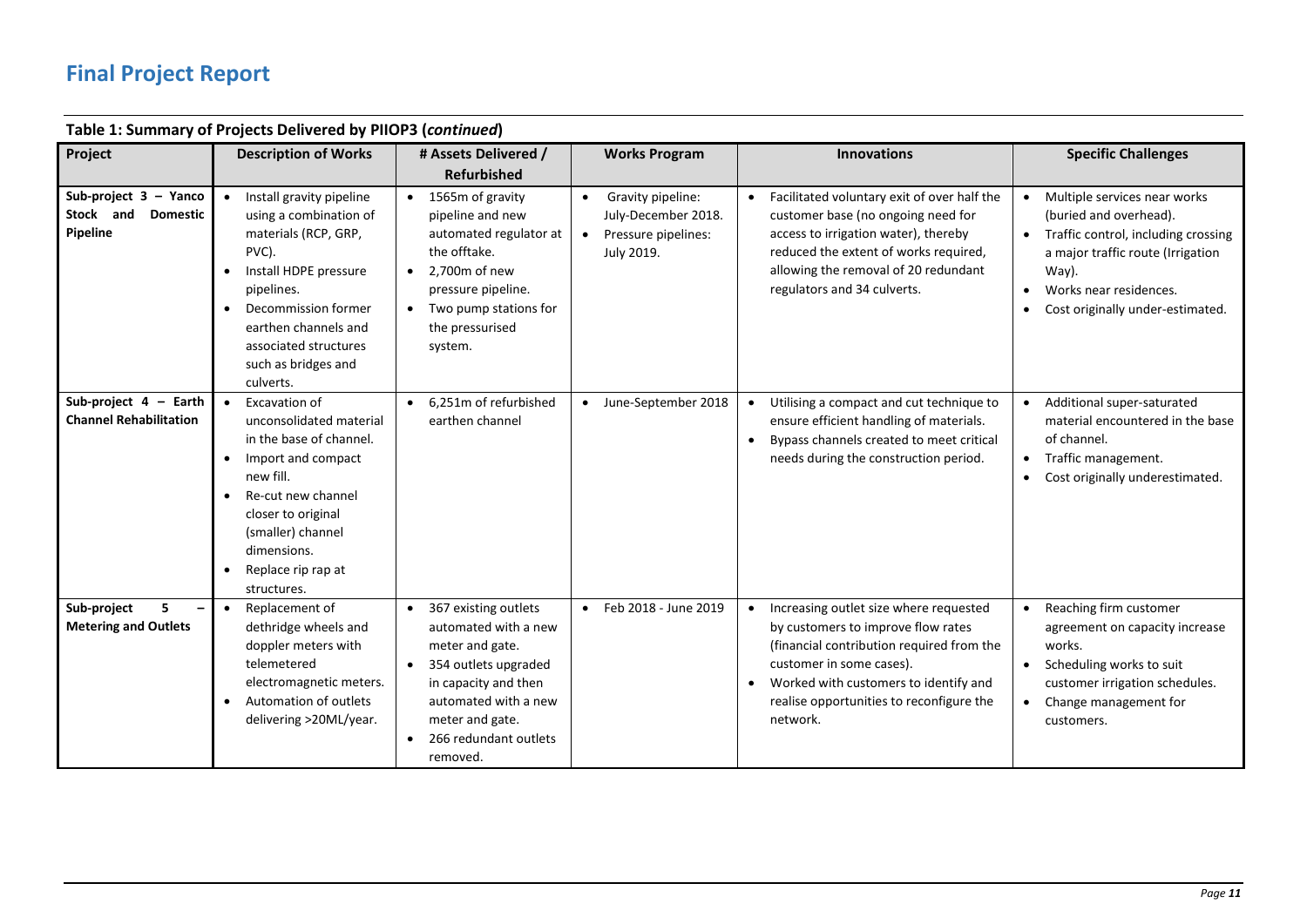# Final Project Report

**Table 1: Summary of Projects Delivered by PIIOP3 (*continued*)**

| Project | Description of Works | # Assets Delivered / Refurbished | Works Program | Innovations | Specific Challenges |
|---|---|---|---|---|---|
| **Sub-project 3 – Yanco Stock and Domestic Pipeline** | • Install gravity pipeline using a combination of materials (RCP, GRP, PVC).<br>• Install HDPE pressure pipelines.<br>• Decommission former earthen channels and associated structures such as bridges and culverts. | • 1565m of gravity pipeline and new automated regulator at the offtake.<br>• 2,700m of new pressure pipeline.<br>• Two pump stations for the pressurised system. | • Gravity pipeline: July-December 2018.<br>• Pressure pipelines: July 2019. | • Facilitated voluntary exit of over half the customer base (no ongoing need for access to irrigation water), thereby reduced the extent of works required, allowing the removal of 20 redundant regulators and 34 culverts. | • Multiple services near works (buried and overhead).<br>• Traffic control, including crossing a major traffic route (Irrigation Way).<br>• Works near residences.<br>• Cost originally under-estimated. |
| **Sub-project 4 – Earth Channel Rehabilitation** | • Excavation of unconsolidated material in the base of channel.<br>• Import and compact new fill.<br>• Re-cut new channel closer to original (smaller) channel dimensions.<br>• Replace rip rap at structures. | • 6,251m of refurbished earthen channel | • June-September 2018 | • Utilising a compact and cut technique to ensure efficient handling of materials.<br>• Bypass channels created to meet critical needs during the construction period. | • Additional super-saturated material encountered in the base of channel.<br>• Traffic management.<br>• Cost originally underestimated. |
| **Sub-project 5 – Metering and Outlets** | • Replacement of dethridge wheels and doppler meters with telemetered electromagnetic meters.<br>• Automation of outlets delivering >20ML/year. | • 367 existing outlets automated with a new meter and gate.<br>• 354 outlets upgraded in capacity and then automated with a new meter and gate.<br>• 266 redundant outlets removed. | • Feb 2018 - June 2019 | • Increasing outlet size where requested by customers to improve flow rates (financial contribution required from the customer in some cases).<br>• Worked with customers to identify and realise opportunities to reconfigure the network. | • Reaching firm customer agreement on capacity increase works.<br>• Scheduling works to suit customer irrigation schedules.<br>• Change management for customers. |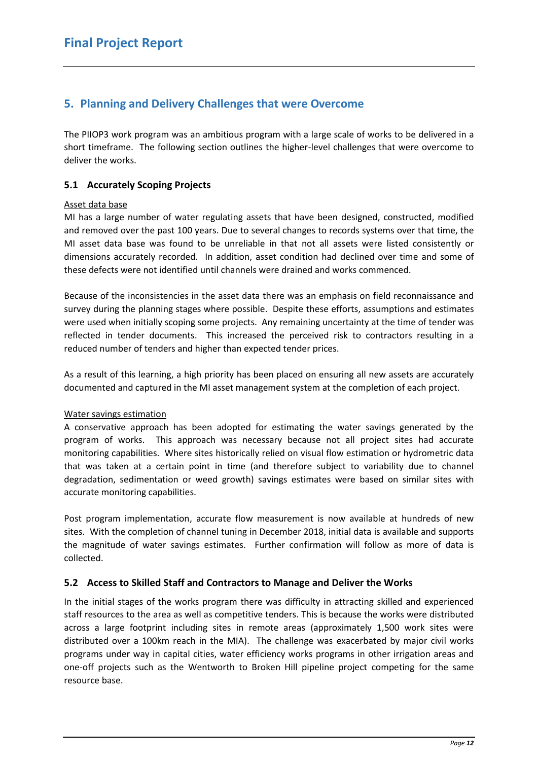## 5. Planning and Delivery Challenges that were Overcome

The PIIOP3 work program was an ambitious program with a large scale of works to be delivered in a short timeframe. The following section outlines the higher-level challenges that were overcome to deliver the works.

### 5.1 Accurately Scoping Projects

Asset data base

MI has a large number of water regulating assets that have been designed, constructed, modified and removed over the past 100 years. Due to several changes to records systems over that time, the MI asset data base was found to be unreliable in that not all assets were listed consistently or dimensions accurately recorded. In addition, asset condition had declined over time and some of these defects were not identified until channels were drained and works commenced.

Because of the inconsistencies in the asset data there was an emphasis on field reconnaissance and survey during the planning stages where possible. Despite these efforts, assumptions and estimates were used when initially scoping some projects. Any remaining uncertainty at the time of tender was reflected in tender documents. This increased the perceived risk to contractors resulting in a reduced number of tenders and higher than expected tender prices.

As a result of this learning, a high priority has been placed on ensuring all new assets are accurately documented and captured in the MI asset management system at the completion of each project.

Water savings estimation

A conservative approach has been adopted for estimating the water savings generated by the program of works. This approach was necessary because not all project sites had accurate monitoring capabilities. Where sites historically relied on visual flow estimation or hydrometric data that was taken at a certain point in time (and therefore subject to variability due to channel degradation, sedimentation or weed growth) savings estimates were based on similar sites with accurate monitoring capabilities.

Post program implementation, accurate flow measurement is now available at hundreds of new sites. With the completion of channel tuning in December 2018, initial data is available and supports the magnitude of water savings estimates. Further confirmation will follow as more of data is collected.

### 5.2 Access to Skilled Staff and Contractors to Manage and Deliver the Works

In the initial stages of the works program there was difficulty in attracting skilled and experienced staff resources to the area as well as competitive tenders. This is because the works were distributed across a large footprint including sites in remote areas (approximately 1,500 work sites were distributed over a 100km reach in the MIA). The challenge was exacerbated by major civil works programs under way in capital cities, water efficiency works programs in other irrigation areas and one-off projects such as the Wentworth to Broken Hill pipeline project competing for the same resource base.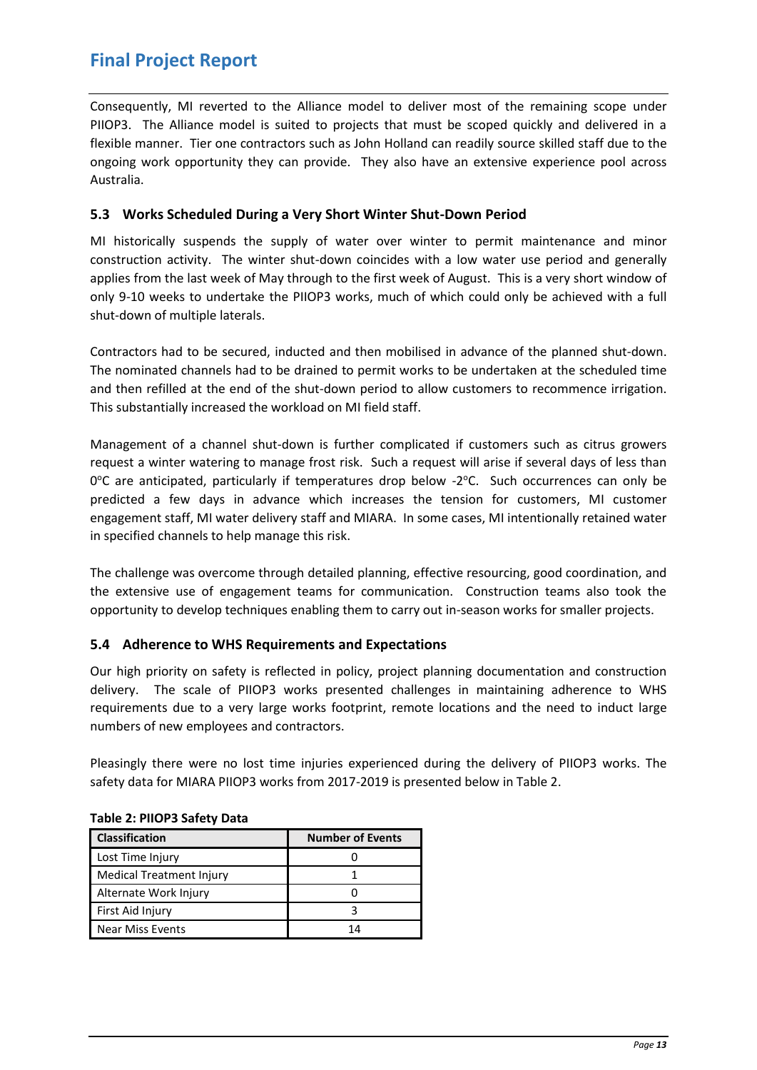Consequently, MI reverted to the Alliance model to deliver most of the remaining scope under PIIOP3. The Alliance model is suited to projects that must be scoped quickly and delivered in a flexible manner. Tier one contractors such as John Holland can readily source skilled staff due to the ongoing work opportunity they can provide. They also have an extensive experience pool across Australia.

### 5.3 Works Scheduled During a Very Short Winter Shut-Down Period

MI historically suspends the supply of water over winter to permit maintenance and minor construction activity. The winter shut-down coincides with a low water use period and generally applies from the last week of May through to the first week of August. This is a very short window of only 9-10 weeks to undertake the PIIOP3 works, much of which could only be achieved with a full shut-down of multiple laterals.

Contractors had to be secured, inducted and then mobilised in advance of the planned shut-down. The nominated channels had to be drained to permit works to be undertaken at the scheduled time and then refilled at the end of the shut-down period to allow customers to recommence irrigation. This substantially increased the workload on MI field staff.

Management of a channel shut-down is further complicated if customers such as citrus growers request a winter watering to manage frost risk. Such a request will arise if several days of less than 0°C are anticipated, particularly if temperatures drop below -2°C. Such occurrences can only be predicted a few days in advance which increases the tension for customers, MI customer engagement staff, MI water delivery staff and MIARA. In some cases, MI intentionally retained water in specified channels to help manage this risk.

The challenge was overcome through detailed planning, effective resourcing, good coordination, and the extensive use of engagement teams for communication. Construction teams also took the opportunity to develop techniques enabling them to carry out in-season works for smaller projects.

### 5.4 Adherence to WHS Requirements and Expectations

Our high priority on safety is reflected in policy, project planning documentation and construction delivery. The scale of PIIOP3 works presented challenges in maintaining adherence to WHS requirements due to a very large works footprint, remote locations and the need to induct large numbers of new employees and contractors.

Pleasingly there were no lost time injuries experienced during the delivery of PIIOP3 works. The safety data for MIARA PIIOP3 works from 2017-2019 is presented below in Table 2.

**Table 2: PIIOP3 Safety Data**

| Classification | Number of Events |
|---|---|
| Lost Time Injury | 0 |
| Medical Treatment Injury | 1 |
| Alternate Work Injury | 0 |
| First Aid Injury | 3 |
| Near Miss Events | 14 |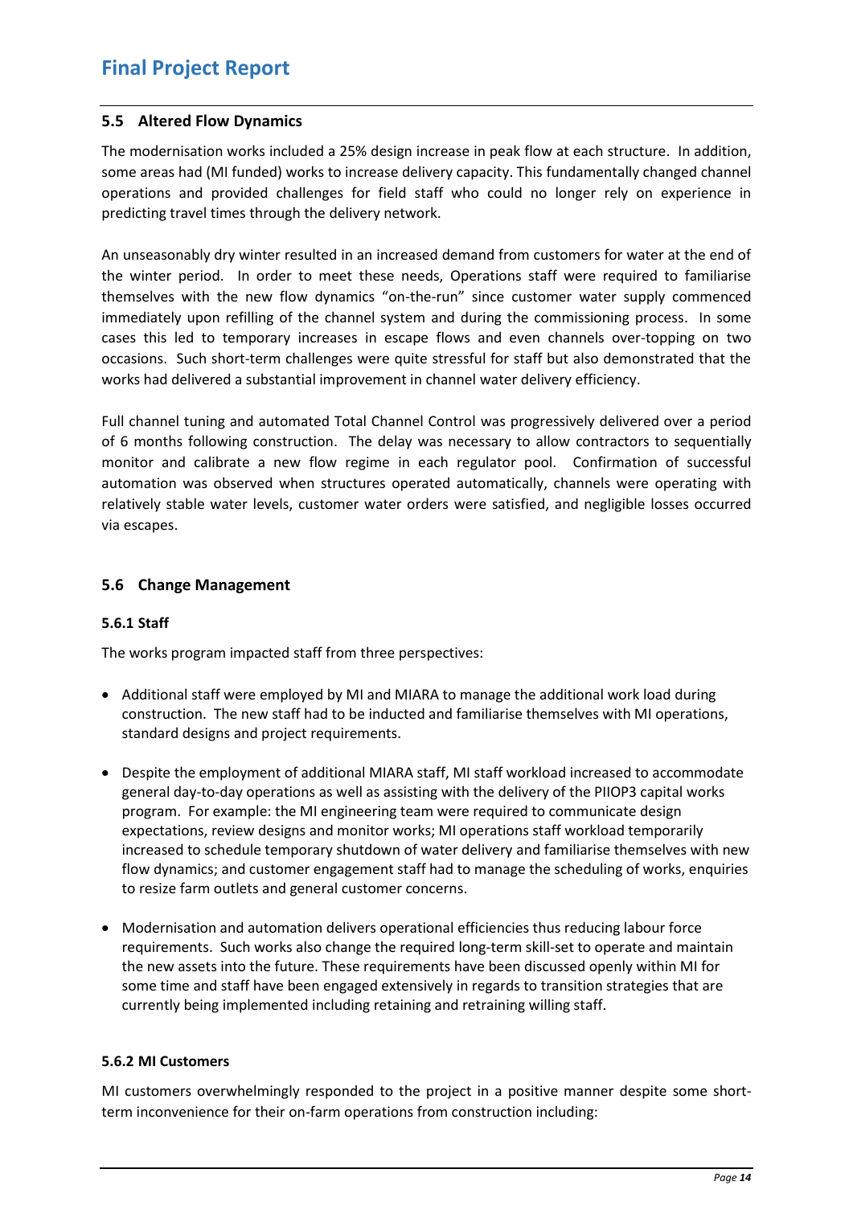## 5.5 Altered Flow Dynamics

The modernisation works included a 25% design increase in peak flow at each structure. In addition, some areas had (MI funded) works to increase delivery capacity. This fundamentally changed channel operations and provided challenges for field staff who could no longer rely on experience in predicting travel times through the delivery network.

An unseasonably dry winter resulted in an increased demand from customers for water at the end of the winter period. In order to meet these needs, Operations staff were required to familiarise themselves with the new flow dynamics "on-the-run" since customer water supply commenced immediately upon refilling of the channel system and during the commissioning process. In some cases this led to temporary increases in escape flows and even channels over-topping on two occasions. Such short-term challenges were quite stressful for staff but also demonstrated that the works had delivered a substantial improvement in channel water delivery efficiency.

Full channel tuning and automated Total Channel Control was progressively delivered over a period of 6 months following construction. The delay was necessary to allow contractors to sequentially monitor and calibrate a new flow regime in each regulator pool. Confirmation of successful automation was observed when structures operated automatically, channels were operating with relatively stable water levels, customer water orders were satisfied, and negligible losses occurred via escapes.

## 5.6 Change Management

### 5.6.1 Staff

The works program impacted staff from three perspectives:

- Additional staff were employed by MI and MIARA to manage the additional work load during construction. The new staff had to be inducted and familiarise themselves with MI operations, standard designs and project requirements.

- Despite the employment of additional MIARA staff, MI staff workload increased to accommodate general day-to-day operations as well as assisting with the delivery of the PIIOP3 capital works program. For example: the MI engineering team were required to communicate design expectations, review designs and monitor works; MI operations staff workload temporarily increased to schedule temporary shutdown of water delivery and familiarise themselves with new flow dynamics; and customer engagement staff had to manage the scheduling of works, enquiries to resize farm outlets and general customer concerns.

- Modernisation and automation delivers operational efficiencies thus reducing labour force requirements. Such works also change the required long-term skill-set to operate and maintain the new assets into the future. These requirements have been discussed openly within MI for some time and staff have been engaged extensively in regards to transition strategies that are currently being implemented including retaining and retraining willing staff.

### 5.6.2 MI Customers

MI customers overwhelmingly responded to the project in a positive manner despite some short-term inconvenience for their on-farm operations from construction including: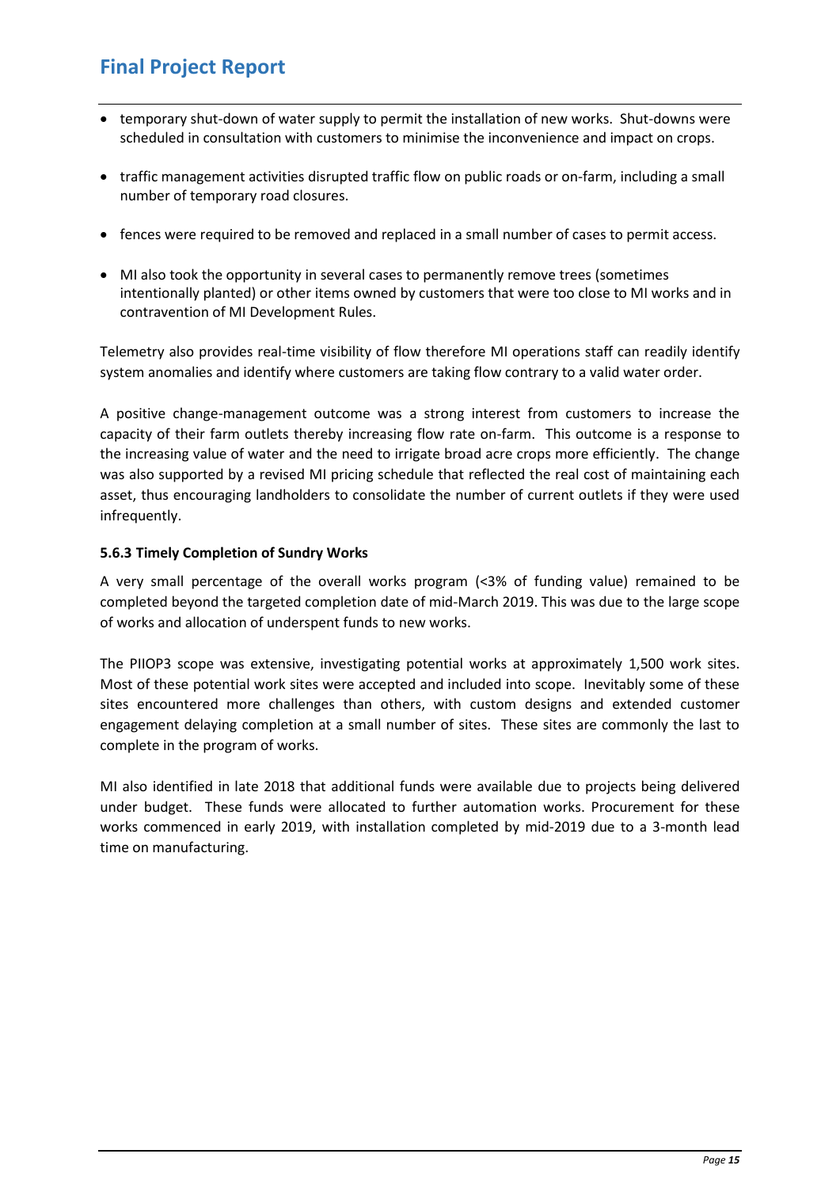- temporary shut-down of water supply to permit the installation of new works. Shut-downs were scheduled in consultation with customers to minimise the inconvenience and impact on crops.
- traffic management activities disrupted traffic flow on public roads or on-farm, including a small number of temporary road closures.
- fences were required to be removed and replaced in a small number of cases to permit access.
- MI also took the opportunity in several cases to permanently remove trees (sometimes intentionally planted) or other items owned by customers that were too close to MI works and in contravention of MI Development Rules.

Telemetry also provides real-time visibility of flow therefore MI operations staff can readily identify system anomalies and identify where customers are taking flow contrary to a valid water order.

A positive change-management outcome was a strong interest from customers to increase the capacity of their farm outlets thereby increasing flow rate on-farm. This outcome is a response to the increasing value of water and the need to irrigate broad acre crops more efficiently. The change was also supported by a revised MI pricing schedule that reflected the real cost of maintaining each asset, thus encouraging landholders to consolidate the number of current outlets if they were used infrequently.

#### 5.6.3 Timely Completion of Sundry Works

A very small percentage of the overall works program (<3% of funding value) remained to be completed beyond the targeted completion date of mid-March 2019. This was due to the large scope of works and allocation of underspent funds to new works.

The PIIOP3 scope was extensive, investigating potential works at approximately 1,500 work sites. Most of these potential work sites were accepted and included into scope. Inevitably some of these sites encountered more challenges than others, with custom designs and extended customer engagement delaying completion at a small number of sites. These sites are commonly the last to complete in the program of works.

MI also identified in late 2018 that additional funds were available due to projects being delivered under budget. These funds were allocated to further automation works. Procurement for these works commenced in early 2019, with installation completed by mid-2019 due to a 3-month lead time on manufacturing.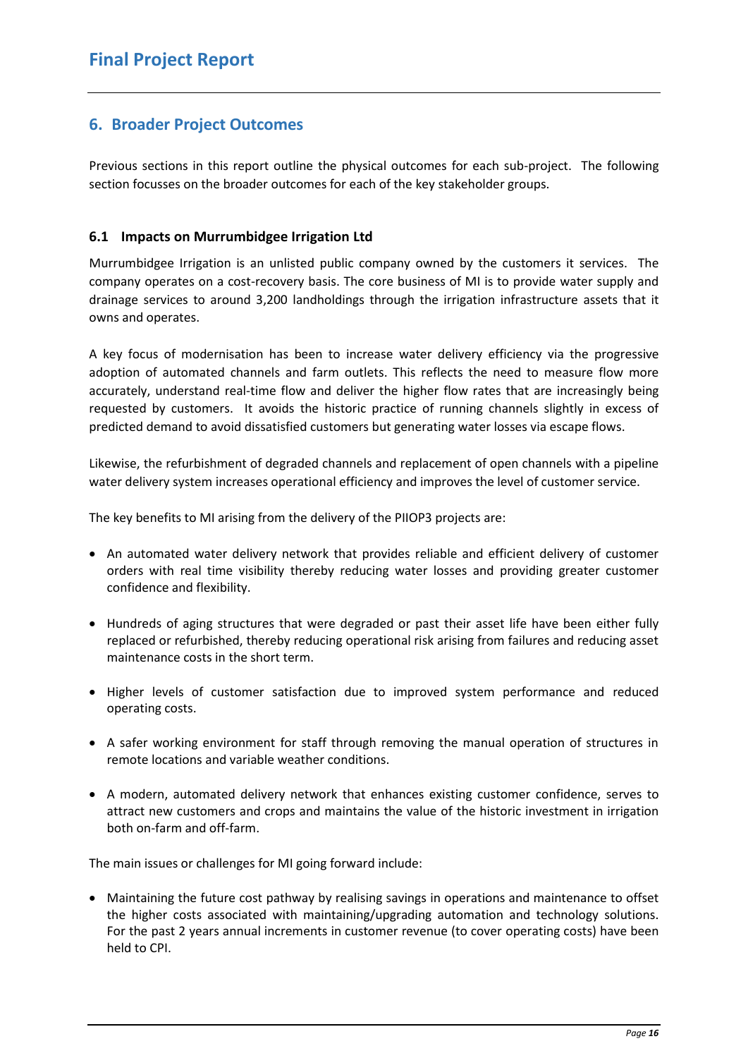## 6. Broader Project Outcomes

Previous sections in this report outline the physical outcomes for each sub-project. The following section focusses on the broader outcomes for each of the key stakeholder groups.

### 6.1 Impacts on Murrumbidgee Irrigation Ltd

Murrumbidgee Irrigation is an unlisted public company owned by the customers it services. The company operates on a cost-recovery basis. The core business of MI is to provide water supply and drainage services to around 3,200 landholdings through the irrigation infrastructure assets that it owns and operates.

A key focus of modernisation has been to increase water delivery efficiency via the progressive adoption of automated channels and farm outlets. This reflects the need to measure flow more accurately, understand real-time flow and deliver the higher flow rates that are increasingly being requested by customers. It avoids the historic practice of running channels slightly in excess of predicted demand to avoid dissatisfied customers but generating water losses via escape flows.

Likewise, the refurbishment of degraded channels and replacement of open channels with a pipeline water delivery system increases operational efficiency and improves the level of customer service.

The key benefits to MI arising from the delivery of the PIIOP3 projects are:

- An automated water delivery network that provides reliable and efficient delivery of customer orders with real time visibility thereby reducing water losses and providing greater customer confidence and flexibility.
- Hundreds of aging structures that were degraded or past their asset life have been either fully replaced or refurbished, thereby reducing operational risk arising from failures and reducing asset maintenance costs in the short term.
- Higher levels of customer satisfaction due to improved system performance and reduced operating costs.
- A safer working environment for staff through removing the manual operation of structures in remote locations and variable weather conditions.
- A modern, automated delivery network that enhances existing customer confidence, serves to attract new customers and crops and maintains the value of the historic investment in irrigation both on-farm and off-farm.

The main issues or challenges for MI going forward include:

- Maintaining the future cost pathway by realising savings in operations and maintenance to offset the higher costs associated with maintaining/upgrading automation and technology solutions. For the past 2 years annual increments in customer revenue (to cover operating costs) have been held to CPI.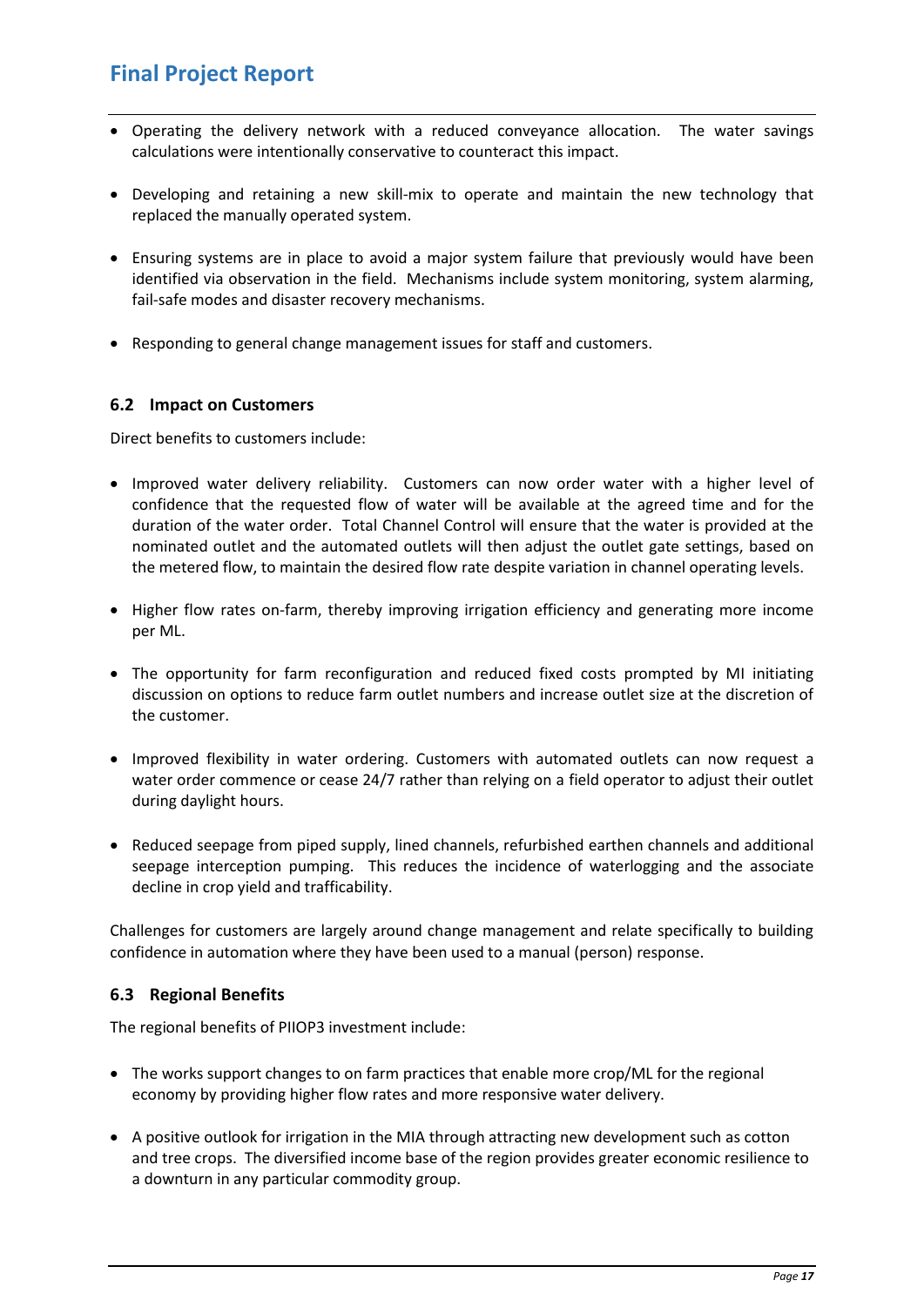- Operating the delivery network with a reduced conveyance allocation. The water savings calculations were intentionally conservative to counteract this impact.

- Developing and retaining a new skill-mix to operate and maintain the new technology that replaced the manually operated system.

- Ensuring systems are in place to avoid a major system failure that previously would have been identified via observation in the field. Mechanisms include system monitoring, system alarming, fail-safe modes and disaster recovery mechanisms.

- Responding to general change management issues for staff and customers.

### 6.2 Impact on Customers

Direct benefits to customers include:

- Improved water delivery reliability. Customers can now order water with a higher level of confidence that the requested flow of water will be available at the agreed time and for the duration of the water order. Total Channel Control will ensure that the water is provided at the nominated outlet and the automated outlets will then adjust the outlet gate settings, based on the metered flow, to maintain the desired flow rate despite variation in channel operating levels.

- Higher flow rates on-farm, thereby improving irrigation efficiency and generating more income per ML.

- The opportunity for farm reconfiguration and reduced fixed costs prompted by MI initiating discussion on options to reduce farm outlet numbers and increase outlet size at the discretion of the customer.

- Improved flexibility in water ordering. Customers with automated outlets can now request a water order commence or cease 24/7 rather than relying on a field operator to adjust their outlet during daylight hours.

- Reduced seepage from piped supply, lined channels, refurbished earthen channels and additional seepage interception pumping. This reduces the incidence of waterlogging and the associate decline in crop yield and trafficability.

Challenges for customers are largely around change management and relate specifically to building confidence in automation where they have been used to a manual (person) response.

### 6.3 Regional Benefits

The regional benefits of PIIOP3 investment include:

- The works support changes to on farm practices that enable more crop/ML for the regional economy by providing higher flow rates and more responsive water delivery.

- A positive outlook for irrigation in the MIA through attracting new development such as cotton and tree crops. The diversified income base of the region provides greater economic resilience to a downturn in any particular commodity group.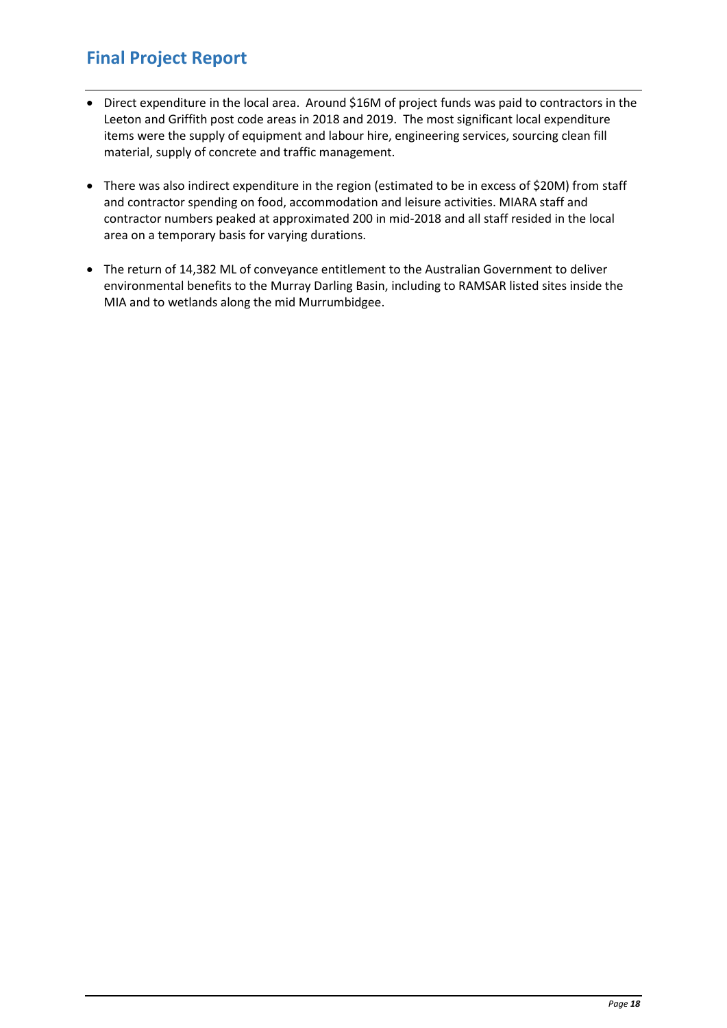- Direct expenditure in the local area. Around $16M of project funds was paid to contractors in the Leeton and Griffith post code areas in 2018 and 2019. The most significant local expenditure items were the supply of equipment and labour hire, engineering services, sourcing clean fill material, supply of concrete and traffic management.

- There was also indirect expenditure in the region (estimated to be in excess of $20M) from staff and contractor spending on food, accommodation and leisure activities. MIARA staff and contractor numbers peaked at approximated 200 in mid-2018 and all staff resided in the local area on a temporary basis for varying durations.

- The return of 14,382 ML of conveyance entitlement to the Australian Government to deliver environmental benefits to the Murray Darling Basin, including to RAMSAR listed sites inside the MIA and to wetlands along the mid Murrumbidgee.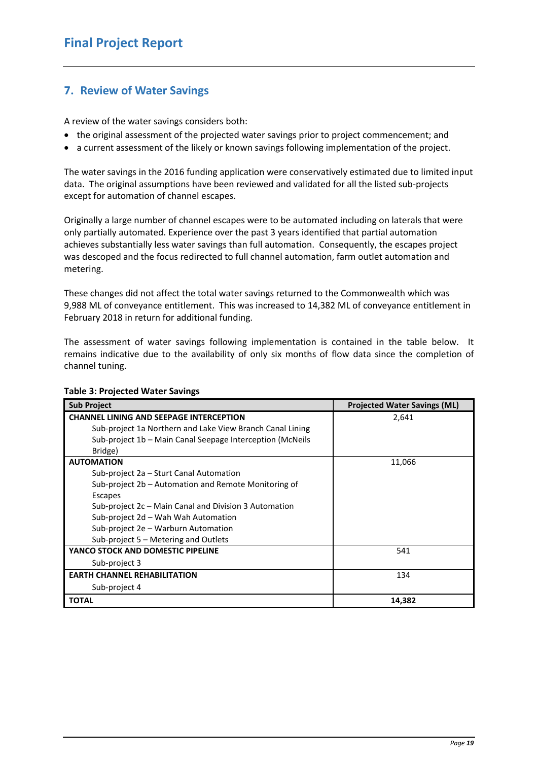## 7. Review of Water Savings

A review of the water savings considers both:

- the original assessment of the projected water savings prior to project commencement; and
- a current assessment of the likely or known savings following implementation of the project.

The water savings in the 2016 funding application were conservatively estimated due to limited input data. The original assumptions have been reviewed and validated for all the listed sub-projects except for automation of channel escapes.

Originally a large number of channel escapes were to be automated including on laterals that were only partially automated. Experience over the past 3 years identified that partial automation achieves substantially less water savings than full automation. Consequently, the escapes project was descoped and the focus redirected to full channel automation, farm outlet automation and metering.

These changes did not affect the total water savings returned to the Commonwealth which was 9,988 ML of conveyance entitlement. This was increased to 14,382 ML of conveyance entitlement in February 2018 in return for additional funding.

The assessment of water savings following implementation is contained in the table below. It remains indicative due to the availability of only six months of flow data since the completion of channel tuning.

**Table 3: Projected Water Savings**

| Sub Project | Projected Water Savings (ML) |
|---|---|
| **CHANNEL LINING AND SEEPAGE INTERCEPTION**<br>Sub-project 1a Northern and Lake View Branch Canal Lining<br>Sub-project 1b – Main Canal Seepage Interception (McNeils Bridge) | 2,641 |
| **AUTOMATION**<br>Sub-project 2a – Sturt Canal Automation<br>Sub-project 2b – Automation and Remote Monitoring of Escapes<br>Sub-project 2c – Main Canal and Division 3 Automation<br>Sub-project 2d – Wah Wah Automation<br>Sub-project 2e – Warburn Automation<br>Sub-project 5 – Metering and Outlets | 11,066 |
| **YANCO STOCK AND DOMESTIC PIPELINE**<br>Sub-project 3 | 541 |
| **EARTH CHANNEL REHABILITATION**<br>Sub-project 4 | 134 |
| **TOTAL** | **14,382** |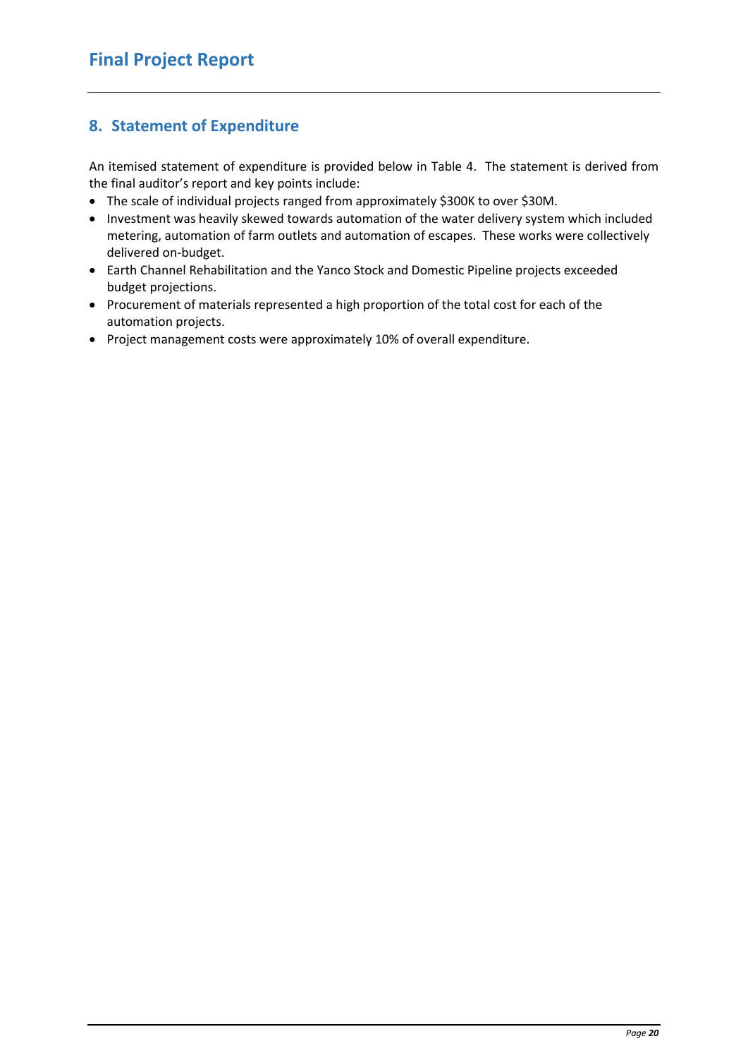## 8. Statement of Expenditure

An itemised statement of expenditure is provided below in Table 4. The statement is derived from the final auditor's report and key points include:

- The scale of individual projects ranged from approximately $300K to over $30M.
- Investment was heavily skewed towards automation of the water delivery system which included metering, automation of farm outlets and automation of escapes. These works were collectively delivered on-budget.
- Earth Channel Rehabilitation and the Yanco Stock and Domestic Pipeline projects exceeded budget projections.
- Procurement of materials represented a high proportion of the total cost for each of the automation projects.
- Project management costs were approximately 10% of overall expenditure.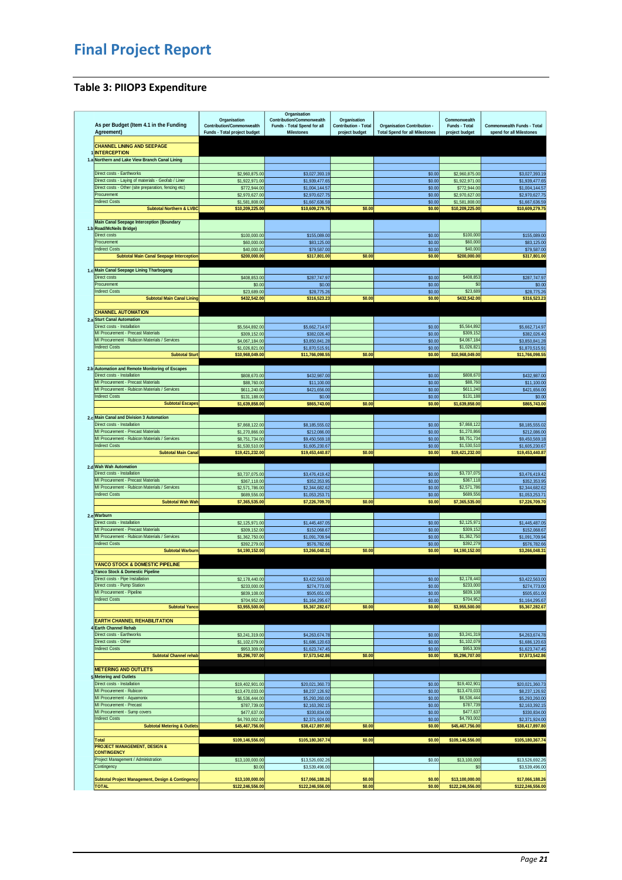# Final Project Report

## Table 3: PIIOP3 Expenditure

| As per Budget (Item 4.1 in the Funding Agreement) | Organisation Contribution/Commonwealth Funds - Total project budget | Organisation Contribution/Commonwealth Funds - Total Spend for all Milestones | Organisation Contribution - Total project budget | Organisation Contribution - Total Spend for all Milestones | Commonwealth Funds - Total project budget | Commonwealth Funds - Total spend for all Milestones |
|---|---|---|---|---|---|---|
| **1 CHANNEL LINING AND SEEPAGE INTERCEPTION** | | | | | | |
| **1.a Northern and Lake View Branch Canal Lining** | | | | | | |
| Direct costs - Earthworks | $2,960,875.00 | $3,027,393.19 | | $0.00 | $2,960,875.00 | $3,027,393.19 |
| Direct costs - Laying of materials - Geofab / Liner | $1,922,971.00 | $1,939,477.65 | | $0.00 | $1,922,971.00 | $1,939,477.65 |
| Direct costs - Other (site preparation, fencing etc) | $772,944.00 | $1,004,144.57 | | $0.00 | $772,944.00 | $1,004,144.57 |
| Procurement | $2,970,627.00 | $2,970,627.75 | | $0.00 | $2,970,627.00 | $2,970,627.75 |
| Indirect Costs | $1,581,808.00 | $1,667,636.59 | | $0.00 | $1,581,808.00 | $1,667,636.59 |
| **Subtotal Northern & LVBC** | **$10,209,225.00** | **$10,609,279.75** | **$0.00** | **$0.00** | **$10,209,225.00** | **$10,609,279.75** |
| **1.b Main Canal Seepage Interception (Boundary Road/McNeils Bridge)** | | | | | | |
| Direct costs | $100,000.00 | $155,089.00 | | $0.00 | $100,000 | $155,089.00 |
| Procurement | $60,000.00 | $83,125.00 | | $0.00 | $60,000 | $83,125.00 |
| Indirect Costs | $40,000.00 | $79,587.00 | | $0.00 | $40,000 | $79,587.00 |
| **Subtotal Main Canal Seepage Interception** | **$200,000.00** | **$317,801.00** | **$0.00** | **$0.00** | **$200,000.00** | **$317,801.00** |
| **1.c Main Canal Seepage Lining Tharbogang** | | | | | | |
| Direct costs | $408,853.00 | $287,747.97 | | $0.00 | $408,853 | $287,747.97 |
| Procurement | $0.00 | $0.00 | | $0.00 | $0 | $0.00 |
| Indirect Costs | $23,689.00 | $28,775.26 | | $0.00 | $23,689 | $28,775.26 |
| **Subtotal Main Canal Lining** | **$432,542.00** | **$316,523.23** | **$0.00** | **$0.00** | **$432,542.00** | **$316,523.23** |
| **CHANNEL AUTOMATION** | | | | | | |
| **2.a Sturt Canal Automation** | | | | | | |
| Direct costs - Installation | $5,564,892.00 | $5,662,714.97 | | $0.00 | $5,564,892 | $5,662,714.97 |
| MI Procurement - Precast Materials | $309,152.00 | $382,026.40 | | $0.00 | $309,152 | $382,026.40 |
| MI Procurement - Rubicon Materials / Services | $4,067,184.00 | $3,850,841.28 | | $0.00 | $4,067,184 | $3,850,841.28 |
| Indirect Costs | $1,026,821.00 | $1,870,515.91 | | $0.00 | $1,026,821 | $1,870,515.91 |
| **Subtotal Sturt** | **$10,968,049.00** | **$11,766,098.55** | **$0.00** | **$0.00** | **$10,968,049.00** | **$11,766,098.55** |
| **2.b Automation and Remote Monitoring of Escapes** | | | | | | |
| Direct costs - Installation | $808,670.00 | $432,987.00 | | $0.00 | $808,670 | $432,987.00 |
| MI Procurement - Precast Materials | $88,760.00 | $11,100.00 | | $0.00 | $88,760 | $11,100.00 |
| MI Procurement - Rubicon Materials / Services | $611,240.00 | $421,656.00 | | $0.00 | $611,240 | $421,656.00 |
| Indirect Costs | $131,188.00 | $0.00 | | $0.00 | $131,188 | $0.00 |
| **Subtotal Escapes** | **$1,639,858.00** | **$865,743.00** | **$0.00** | **$0.00** | **$1,639,858.00** | **$865,743.00** |
| **2.c Main Canal and Division 3 Automation** | | | | | | |
| Direct costs - Installation | $7,868,122.00 | $8,185,555.02 | | $0.00 | $7,868,122 | $8,185,555.02 |
| MI Procurement - Precast Materials | $1,270,866.00 | $212,086.00 | | $0.00 | $1,270,866 | $212,086.00 |
| MI Procurement - Rubicon Materials / Services | $8,751,734.00 | $9,450,569.18 | | $0.00 | $8,751,734 | $9,450,569.18 |
| Indirect Costs | $1,530,510.00 | $1,605,230.67 | | $0.00 | $1,530,510 | $1,605,230.67 |
| **Subtotal Main Canal** | **$19,421,232.00** | **$19,453,440.87** | **$0.00** | **$0.00** | **$19,421,232.00** | **$19,453,440.87** |
| **2.d Wah Wah Automation** | | | | | | |
| Direct costs - Installation | $3,737,075.00 | $3,476,419.42 | | $0.00 | $3,737,075 | $3,476,419.42 |
| MI Procurement - Precast Materials | $367,118.00 | $352,353.95 | | $0.00 | $367,118 | $352,353.95 |
| MI Procurement - Rubicon Materials / Services | $2,571,786.00 | $2,344,682.62 | | $0.00 | $2,571,786 | $2,344,682.62 |
| Indirect Costs | $689,556.00 | $1,053,253.71 | | $0.00 | $689,556 | $1,053,253.71 |
| **Subtotal Wah Wah** | **$7,365,535.00** | **$7,226,709.70** | **$0.00** | **$0.00** | **$7,365,535.00** | **$7,226,709.70** |
| **2.e Warburn** | | | | | | |
| Direct costs - Installation | $2,125,971.00 | $1,445,487.05 | | $0.00 | $2,125,971 | $1,445,487.05 |
| MI Procurement - Precast Materials | $309,152.00 | $152,068.67 | | $0.00 | $309,152 | $152,068.67 |
| MI Procurement - Rubicon Materials / Services | $1,362,750.00 | $1,091,709.94 | | $0.00 | $1,362,750 | $1,091,709.94 |
| Indirect Costs | $392,279.00 | $576,782.66 | | $0.00 | $392,279 | $576,782.66 |
| **Subtotal Warburn** | **$4,190,152.00** | **$3,266,048.31** | **$0.00** | **$0.00** | **$4,190,152.00** | **$3,266,048.31** |
| **YANCO STOCK & DOMESTIC PIPELINE** | | | | | | |
| **3 Yanco Stock & Domestic Pipeline** | | | | | | |
| Direct costs - Pipe Installation | $2,178,440.00 | $3,422,563.00 | | $0.00 | $2,178,440 | $3,422,563.00 |
| Direct costs - Pump Station | $233,000.00 | $274,773.00 | | $0.00 | $233,000 | $274,773.00 |
| MI Procurement - Pipeline | $839,108.00 | $505,651.00 | | $0.00 | $839,108 | $505,651.00 |
| Indirect Costs | $704,952.00 | $1,164,295.67 | | $0.00 | $704,952 | $1,164,295.67 |
| **Subtotal Yanco** | **$3,955,500.00** | **$5,367,282.67** | **$0.00** | **$0.00** | **$3,955,500.00** | **$5,367,282.67** |
| **EARTH CHANNEL REHABILITATION** | | | | | | |
| **4 Earth Channel Rehab** | | | | | | |
| Direct costs - Earthworks | $3,241,319.00 | $4,263,674.78 | | $0.00 | $3,241,319 | $4,263,674.78 |
| Direct costs - Other | $1,102,079.00 | $1,686,120.63 | | $0.00 | $1,102,079 | $1,686,120.63 |
| Indirect Costs | $953,309.00 | $1,623,747.45 | | $0.00 | $953,309 | $1,623,747.45 |
| **Subtotal Channel rehab** | **$5,296,707.00** | **$7,573,542.86** | **$0.00** | **$0.00** | **$5,296,707.00** | **$7,573,542.86** |
| **METERING AND OUTLETS** | | | | | | |
| **5 Metering and Outlets** | | | | | | |
| Direct costs - Installation | $19,402,901.00 | $20,021,360.73 | | $0.00 | $19,402,901 | $20,021,360.73 |
| MI Procurement - Rubicon | $13,470,033.00 | $8,237,126.92 | | $0.00 | $13,470,033 | $8,237,126.92 |
| MI Procurement - Aquamonix | $6,536,444.00 | $5,293,260.00 | | $0.00 | $6,536,444 | $5,293,260.00 |
| MI Procurement - Precast | $787,739.00 | $2,163,392.15 | | $0.00 | $787,739 | $2,163,392.15 |
| MI Procurement - Sump covers | $477,637.00 | $330,834.00 | | $0.00 | $477,637 | $330,834.00 |
| Indirect Costs | $4,793,002.00 | $2,371,924.00 | | $0.00 | $4,793,002 | $2,371,924.00 |
| **Subtotal Metering & Outlets** | **$45,467,756.00** | **$38,417,897.80** | **$0.00** | **$0.00** | **$45,467,756.00** | **$38,417,897.80** |
| **Total** | **$109,146,556.00** | **$105,180,367.74** | **$0.00** | **$0.00** | **$109,146,556.00** | **$105,180,367.74** |
| **PROJECT MANAGEMENT, DESIGN & CONTINGENCY** | | | | | | |
| Project Management / Administration | $13,100,000.00 | $13,526,692.26 | | $0.00 | $13,100,000 | $13,526,692.26 |
| Contingency | $0.00 | $3,539,496.00 | | | $0 | $3,539,496.00 |
| **Subtotal Project Management, Design & Contingency** | **$13,100,000.00** | **$17,066,188.26** | **$0.00** | **$0.00** | **$13,100,000.00** | **$17,066,188.26** |
| **TOTAL** | **$122,246,556.00** | **$122,246,556.00** | **$0.00** | **$0.00** | **$122,246,556.00** | **$122,246,556.00** |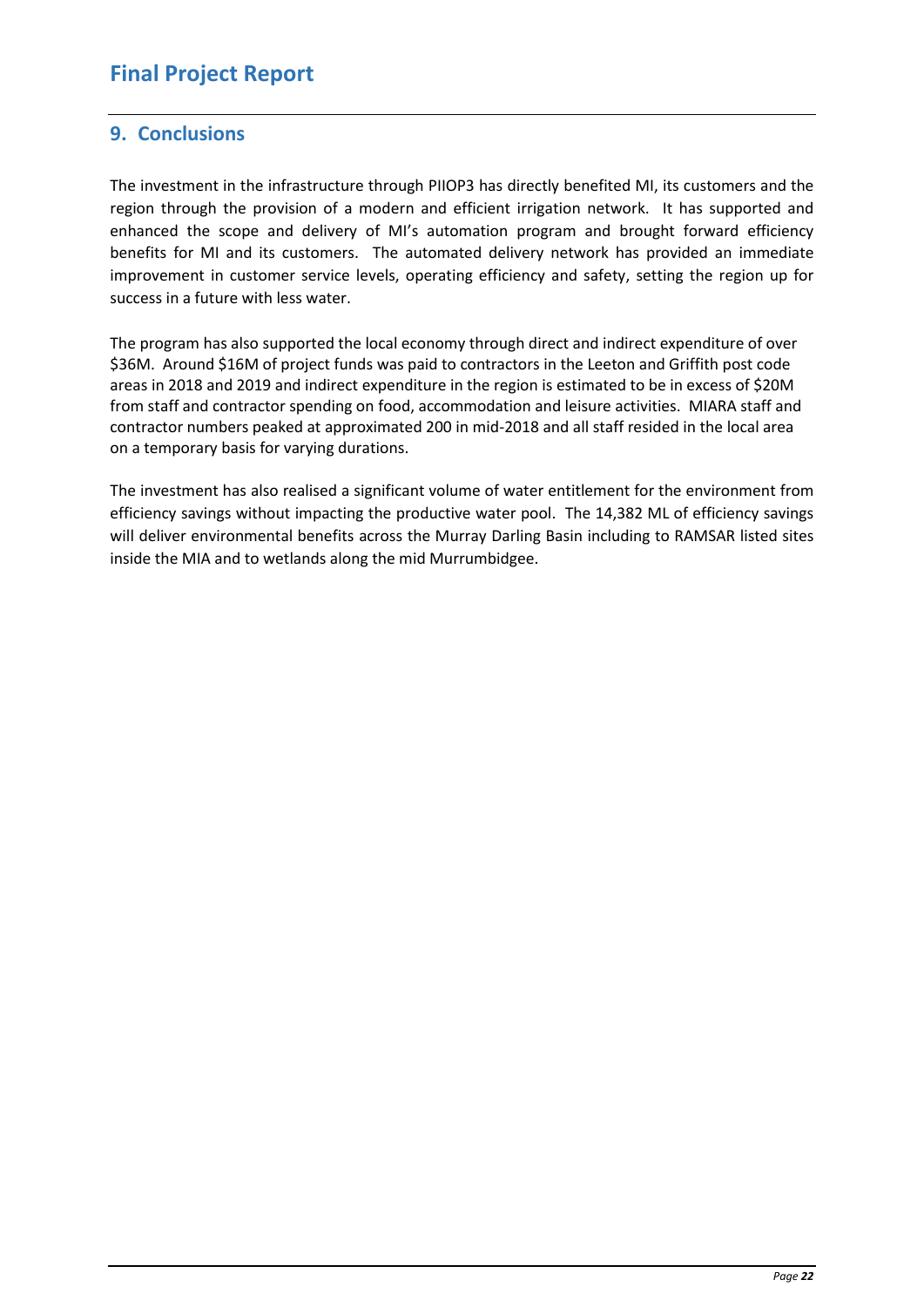## 9. Conclusions

The investment in the infrastructure through PIIOP3 has directly benefited MI, its customers and the region through the provision of a modern and efficient irrigation network. It has supported and enhanced the scope and delivery of MI's automation program and brought forward efficiency benefits for MI and its customers. The automated delivery network has provided an immediate improvement in customer service levels, operating efficiency and safety, setting the region up for success in a future with less water.

The program has also supported the local economy through direct and indirect expenditure of over \$36M. Around \$16M of project funds was paid to contractors in the Leeton and Griffith post code areas in 2018 and 2019 and indirect expenditure in the region is estimated to be in excess of \$20M from staff and contractor spending on food, accommodation and leisure activities. MIARA staff and contractor numbers peaked at approximated 200 in mid-2018 and all staff resided in the local area on a temporary basis for varying durations.

The investment has also realised a significant volume of water entitlement for the environment from efficiency savings without impacting the productive water pool. The 14,382 ML of efficiency savings will deliver environmental benefits across the Murray Darling Basin including to RAMSAR listed sites inside the MIA and to wetlands along the mid Murrumbidgee.